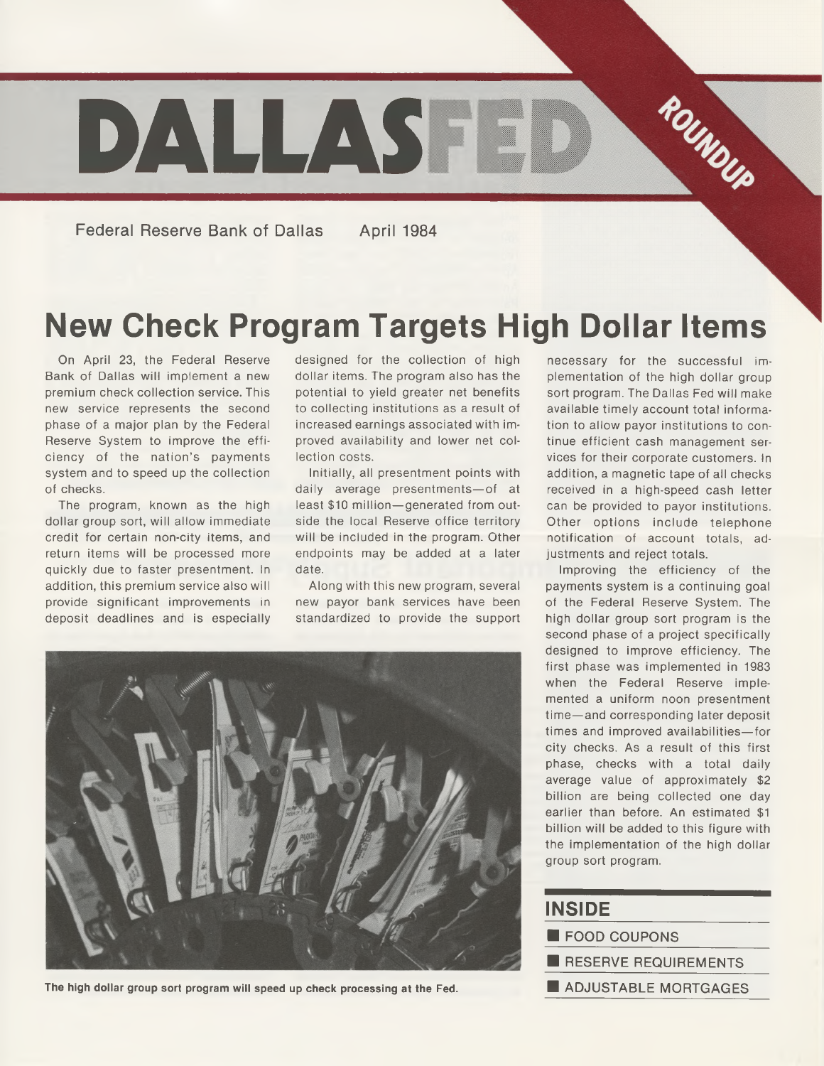# DALLAS FED

ROUNDUP

Federal Reserve Bank of Dallas April 1984

# New Check Program Targets High Dollar Items

On April 23, the Federal Reserve Bank of Dallas will implement a new premium check collection service. This new service represents the second phase of a major plan by the Federal Reserve System to improve the efficiency of the nation's payments system and to speed up the collection of checks.

The program, known as the high dollar group sort, will allow immediate credit for certain non-city items, and return items will be processed more quickly due to faster presentment. In addition, this premium service also will provide significant improvements in deposit deadlines and is especially designed for the collection of high dollar items. The program also has the potential to yield greater net benefits to collecting institutions as a result of increased earnings associated with improved availability and lower net collection costs.

Initially, all presentment points with daily average presentments—of at least $10 million—generated from outside the local Reserve office territory will be included in the program. Other endpoints may be added at a later date.

Along with this new program, several new payor bank services have been standardized to provide the support necessary for the successful implementation of the high dollar group sort program. The Dallas Fed will make available timely account total information to allow payor institutions to continue efficient cash management services for their corporate customers. In addition, a magnetic tape of all checks received in a high-speed cash letter can be provided to payor institutions. Other options include telephone notification of account totals, adjustments and reject totals.

Improving the efficiency of the payments system is a continuing goal of the Federal Reserve System. The high dollar group sort program is the second phase of a project specifically designed to improve efficiency. The first phase was implemented in 1983 when the Federal Reserve implemented a uniform noon presentment time—and corresponding later deposit times and improved availabilities—for city checks. As a result of this first phase, checks with a total daily average value of approximately $2 billion are being collected one day earlier than before. An estimated $1 billion will be added to this figure with the implementation of the high dollar group sort program.

**The high dollar group sort program will speed up check processing at the Fed.**

## INSIDE

- FOOD COUPONS
- RESERVE REQUIREMENTS
- ADJUSTABLE MORTGAGES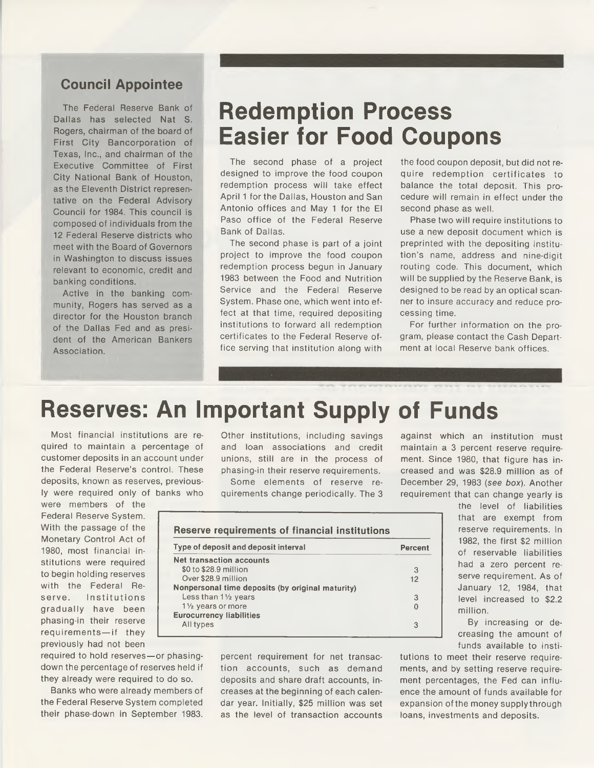## Council Appointee

The Federal Reserve Bank of Dallas has selected Nat S. Rogers, chairman of the board of First City Bancorporation of Texas, Inc., and chairman of the Executive Committee of First City National Bank of Houston, as the Eleventh District representative on the Federal Advisory Council for 1984. This council is composed of individuals from the 12 Federal Reserve districts who meet with the Board of Governors in Washington to discuss issues relevant to economic, credit and banking conditions.

Active in the banking community, Rogers has served as a director for the Houston branch of the Dallas Fed and as president of the American Bankers Association.

# Redemption Process Easier for Food Coupons

The second phase of a project designed to improve the food coupon redemption process will take effect April 1 for the Dallas, Houston and San Antonio offices and May 1 for the El Paso office of the Federal Reserve Bank of Dallas.

The second phase is part of a joint project to improve the food coupon redemption process begun in January 1983 between the Food and Nutrition Service and the Federal Reserve System. Phase one, which went into effect at that time, required depositing institutions to forward all redemption certificates to the Federal Reserve office serving that institution along with the food coupon deposit, but did not require redemption certificates to balance the total deposit. This procedure will remain in effect under the second phase as well.

Phase two will require institutions to use a new deposit document which is preprinted with the depositing institution's name, address and nine-digit routing code. This document, which will be supplied by the Reserve Bank, is designed to be read by an optical scanner to insure accuracy and reduce processing time.

For further information on the program, please contact the Cash Department at local Reserve bank offices.

# Reserves: An Important Supply of Funds

Most financial institutions are required to maintain a percentage of customer deposits in an account under the Federal Reserve's control. These deposits, known as reserves, previously were required only of banks who were members of the Federal Reserve System. With the passage of the Monetary Control Act of 1980, most financial institutions were required to begin holding reserves with the Federal Reserve. Institutions gradually have been phasing-in their reserve requirements—if they previously had not been required to hold reserves—or phasing-down the percentage of reserves held if they already were required to do so.

Banks who were already members of the Federal Reserve System completed their phase-down in September 1983. Other institutions, including savings and loan associations and credit unions, still are in the process of phasing-in their reserve requirements.

Some elements of reserve requirements change periodically. The 3 percent requirement for net transaction accounts, such as demand deposits and share draft accounts, increases at the beginning of each calendar year. Initially, $25 million was set as the level of transaction accounts against which an institution must maintain a 3 percent reserve requirement. Since 1980, that figure has increased and was $28.9 million as of December 29, 1983 (*see box*). Another requirement that can change yearly is the level of liabilities that are exempt from reserve requirements. In 1982, the first $2 million of reservable liabilities had a zero percent reserve requirement. As of January 12, 1984, that level increased to $2.2 million.

By increasing or decreasing the amount of funds available to institutions to meet their reserve requirements, and by setting reserve requirement percentages, the Fed can influence the amount of funds available for expansion of the money supply through loans, investments and deposits.

**Reserve requirements of financial institutions**

| Type of deposit and deposit interval | Percent |
|---|---|
| **Net transaction accounts** | |
| $0 to $28.9 million | 3 |
| Over $28.9 million | 12 |
| **Nonpersonal time deposits (by original maturity)** | |
| Less than 1½ years | 3 |
| 1½ years or more | 0 |
| **Eurocurrency liabilities** | |
| All types | 3 |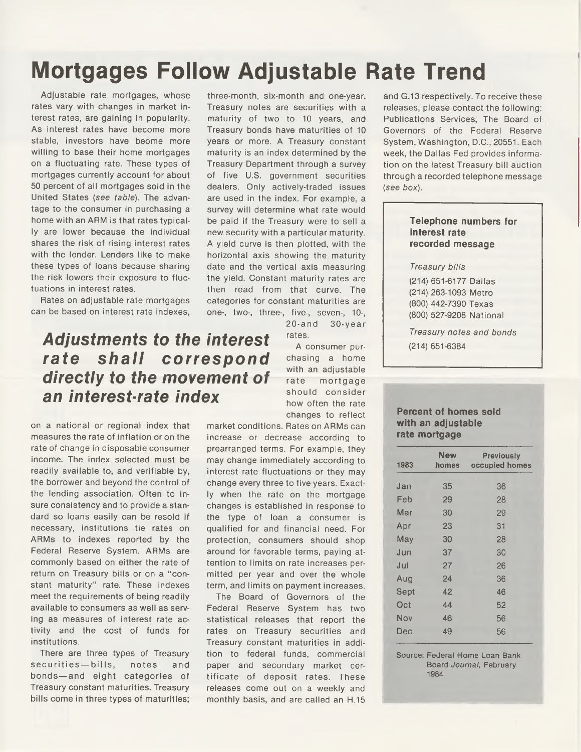# Mortgages Follow Adjustable Rate Trend

Adjustable rate mortgages, whose rates vary with changes in market interest rates, are gaining in popularity. As interest rates have become more stable, investors have beome more willing to base their home mortgages on a fluctuating rate. These types of mortgages currently account for about 50 percent of all mortgages sold in the United States (*see table*). The advantage to the consumer in purchasing a home with an ARM is that rates typically are lower because the individual shares the risk of rising interest rates with the lender. Lenders like to make these types of loans because sharing the risk lowers their exposure to fluctuations in interest rates.

Rates on adjustable rate mortgages can be based on interest rate indexes, on a national or regional index that measures the rate of inflation or on the rate of change in disposable consumer income. The index selected must be readily available to, and verifiable by, the borrower and beyond the control of the lending association. Often to insure consistency and to provide a standard so loans easily can be resold if necessary, institutions tie rates on ARMs to indexes reported by the Federal Reserve System. ARMs are commonly based on either the rate of return on Treasury bills or on a "constant maturity" rate. These indexes meet the requirements of being readily available to consumers as well as serving as measures of interest rate activity and the cost of funds for institutions.

## *Adjustments to the interest rate shall correspond directly to the movement of an interest-rate index*

There are three types of Treasury securities—bills, notes and bonds—and eight categories of Treasury constant maturities. Treasury bills come in three types of maturities; three-month, six-month and one-year. Treasury notes are securities with a maturity of two to 10 years, and Treasury bonds have maturities of 10 years or more. A Treasury constant maturity is an index determined by the Treasury Department through a survey of five U.S. government securities dealers. Only actively-traded issues are used in the index. For example, a survey will determine what rate would be paid if the Treasury were to sell a new security with a particular maturity. A yield curve is then plotted, with the horizontal axis showing the maturity date and the vertical axis measuring the yield. Constant maturity rates are then read from that curve. The categories for constant maturities are one-, two-, three-, five-, seven-, 10-, 20-and 30-year rates.

A consumer purchasing a home with an adjustable rate mortgage should consider how often the rate changes to reflect market conditions. Rates on ARMs can increase or decrease according to prearranged terms. For example, they may change immediately according to interest rate fluctuations or they may change every three to five years. Exactly when the rate on the mortgage changes is established in response to the type of loan a consumer is qualified for and financial need. For protection, consumers should shop around for favorable terms, paying attention to limits on rate increases permitted per year and over the whole term, and limits on payment increases.

The Board of Governors of the Federal Reserve System has two statistical releases that report the rates on Treasury securities and Treasury constant maturities in addition to federal funds, commercial paper and secondary market certificate of deposit rates. These releases come out on a weekly and monthly basis, and are called an H.15 and G.13 respectively. To receive these releases, please contact the following: Publications Services, The Board of Governors of the Federal Reserve System, Washington, D.C., 20551. Each week, the Dallas Fed provides information on the latest Treasury bill auction through a recorded telephone message (*see box*).

### Telephone numbers for interest rate recorded message

*Treasury bills*

(214) 651-6177 Dallas
(214) 263-1093 Metro
(800) 442-7390 Texas
(800) 527-9208 National

*Treasury notes and bonds*

(214) 651-6384

### Percent of homes sold with an adjustable rate mortgage

| 1983 | New homes | Previously occupied homes |
|---|---|---|
| Jan | 35 | 36 |
| Feb | 29 | 28 |
| Mar | 30 | 29 |
| Apr | 23 | 31 |
| May | 30 | 28 |
| Jun | 37 | 30 |
| Jul | 27 | 26 |
| Aug | 24 | 36 |
| Sept | 42 | 46 |
| Oct | 44 | 52 |
| Nov | 46 | 56 |
| Dec | 49 | 56 |

Source: Federal Home Loan Bank Board *Journal*, February 1984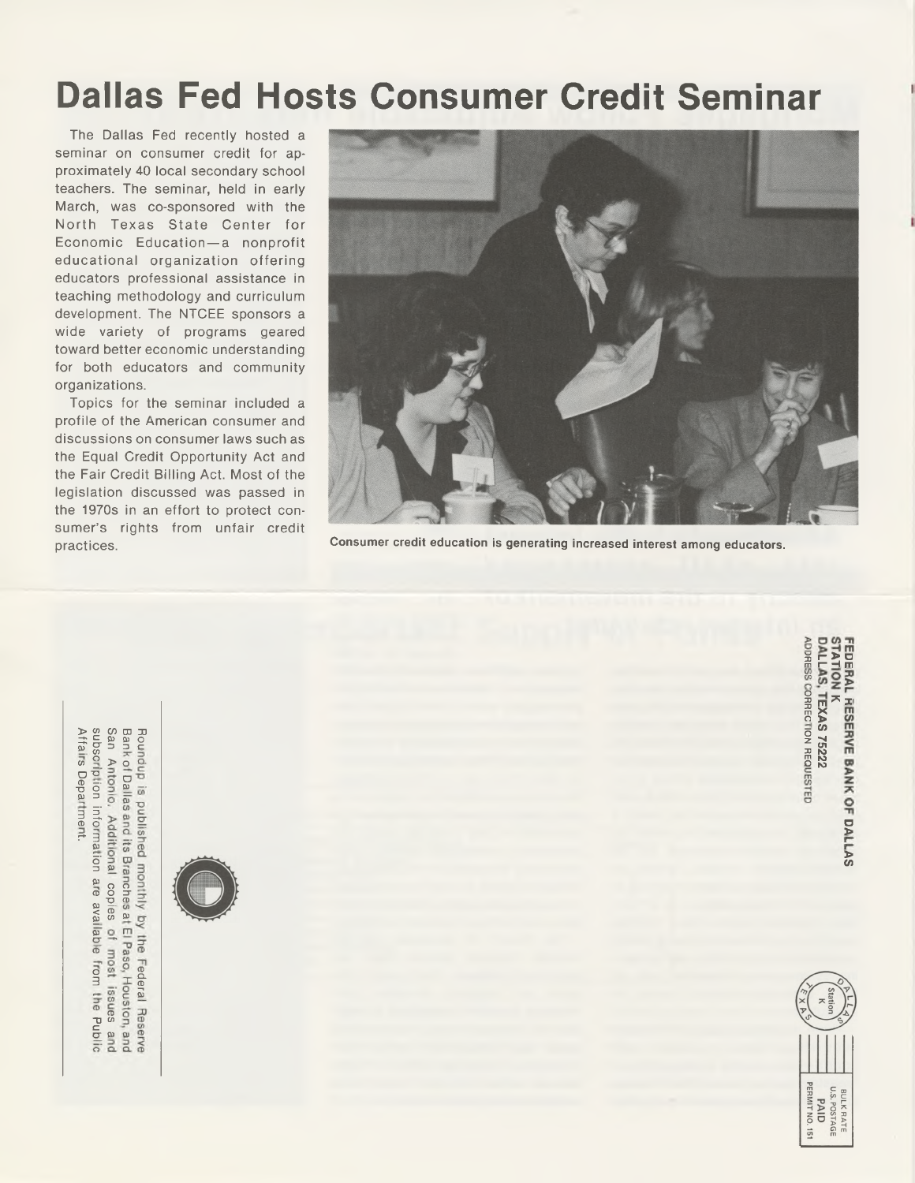# Dallas Fed Hosts Consumer Credit Seminar

The Dallas Fed recently hosted a seminar on consumer credit for approximately 40 local secondary school teachers. The seminar, held in early March, was co-sponsored with the North Texas State Center for Economic Education—a nonprofit educational organization offering educators professional assistance in teaching methodology and curriculum development. The NTCEE sponsors a wide variety of programs geared toward better economic understanding for both educators and community organizations.

Topics for the seminar included a profile of the American consumer and discussions on consumer laws such as the Equal Credit Opportunity Act and the Fair Credit Billing Act. Most of the legislation discussed was passed in the 1970s in an effort to protect consumer's rights from unfair credit practices.

Consumer credit education is generating increased interest among educators.

Roundup is published monthly by the Federal Reserve Bank of Dallas and its Branches at El Paso, Houston, and San Antonio. Additional copies of most issues and subscription information are available from the Public Affairs Department.

**FEDERAL RESERVE BANK OF DALLAS**
**STATION K**
**DALLAS, TEXAS 75222**
ADDRESS CORRECTION REQUESTED

DALLAS Station K TEXAS

BULK RATE
U.S. POSTAGE
PAID
PERMIT NO. 151